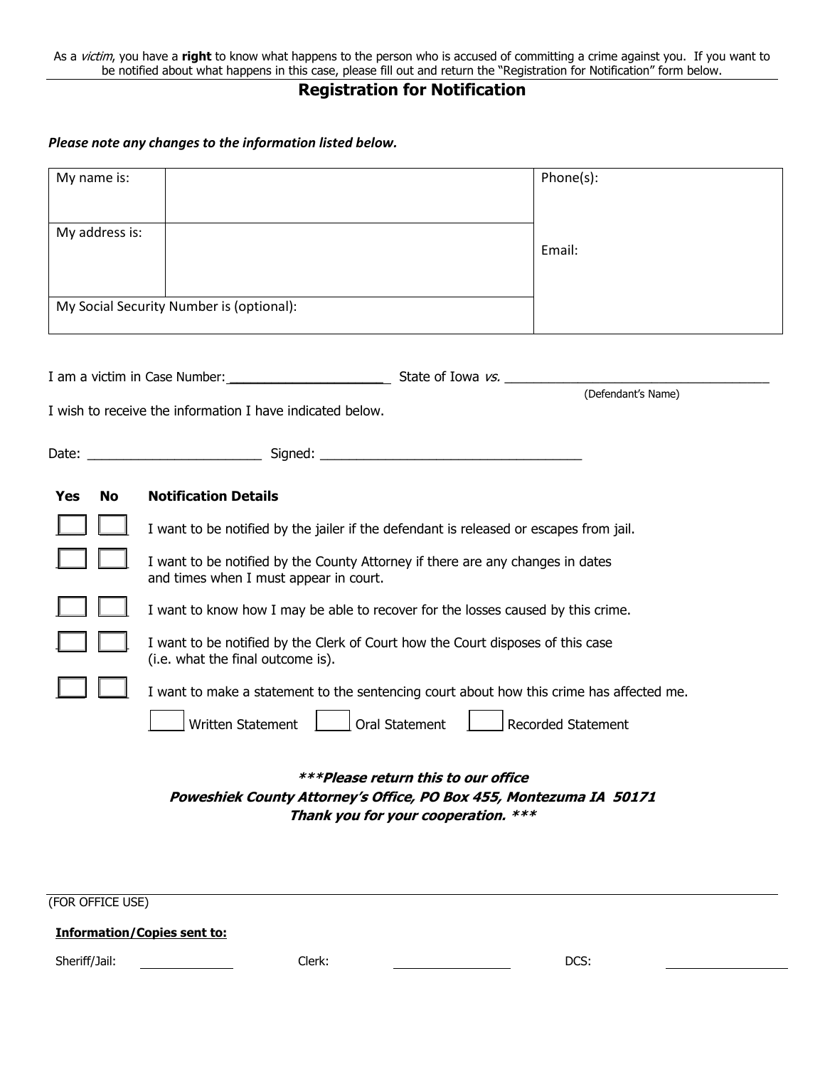As a *victim*, you have a **right** to know what happens to the person who is accused of committing a crime against you. If you want to be notified about what happens in this case, please fill out and return the "Registration for Notification" form below.

## Registration for Notification

***Please note any changes to the information listed below.***

| My name is: | | Phone(s): |
|---|---|---|
| My address is: | | Email: |
| My Social Security Number is (optional): | | |

I am a victim in Case Number: ______________________ State of Iowa *vs.* ______________________________________
(Defendant's Name)

I wish to receive the information I have indicated below.

Date: ________________________ Signed: ____________________________________

| Yes | No | Notification Details |
|---|---|---|
| ☐ | ☐ | I want to be notified by the jailer if the defendant is released or escapes from jail. |
| ☐ | ☐ | I want to be notified by the County Attorney if there are any changes in dates and times when I must appear in court. |
| ☐ | ☐ | I want to know how I may be able to recover for the losses caused by this crime. |
| ☐ | ☐ | I want to be notified by the Clerk of Court how the Court disposes of this case (i.e. what the final outcome is). |
| ☐ | ☐ | I want to make a statement to the sentencing court about how this crime has affected me. |

☐ Written Statement ☐ Oral Statement ☐ Recorded Statement

***\*\*\*Please return this to our office***
***Poweshiek County Attorney's Office, PO Box 455, Montezuma IA 50171***
***Thank you for your cooperation. \*\*\****

---

(FOR OFFICE USE)

**Information/Copies sent to:**

Sheriff/Jail: ____________ Clerk: ____________ DCS: ____________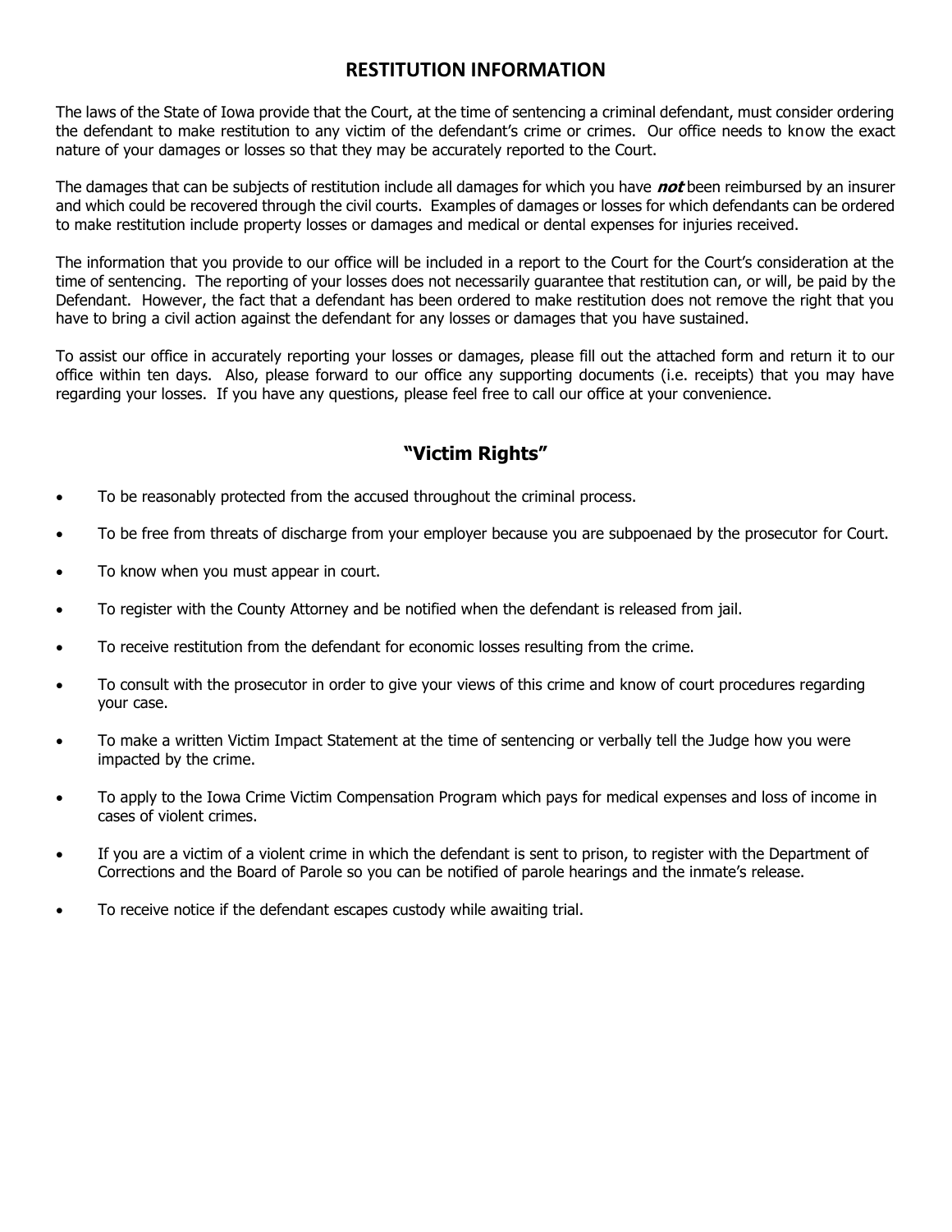## RESTITUTION INFORMATION

The laws of the State of Iowa provide that the Court, at the time of sentencing a criminal defendant, must consider ordering the defendant to make restitution to any victim of the defendant's crime or crimes. Our office needs to know the exact nature of your damages or losses so that they may be accurately reported to the Court.

The damages that can be subjects of restitution include all damages for which you have ***not*** been reimbursed by an insurer and which could be recovered through the civil courts. Examples of damages or losses for which defendants can be ordered to make restitution include property losses or damages and medical or dental expenses for injuries received.

The information that you provide to our office will be included in a report to the Court for the Court's consideration at the time of sentencing. The reporting of your losses does not necessarily guarantee that restitution can, or will, be paid by the Defendant. However, the fact that a defendant has been ordered to make restitution does not remove the right that you have to bring a civil action against the defendant for any losses or damages that you have sustained.

To assist our office in accurately reporting your losses or damages, please fill out the attached form and return it to our office within ten days. Also, please forward to our office any supporting documents (i.e. receipts) that you may have regarding your losses. If you have any questions, please feel free to call our office at your convenience.

## "Victim Rights"

- To be reasonably protected from the accused throughout the criminal process.
- To be free from threats of discharge from your employer because you are subpoenaed by the prosecutor for Court.
- To know when you must appear in court.
- To register with the County Attorney and be notified when the defendant is released from jail.
- To receive restitution from the defendant for economic losses resulting from the crime.
- To consult with the prosecutor in order to give your views of this crime and know of court procedures regarding your case.
- To make a written Victim Impact Statement at the time of sentencing or verbally tell the Judge how you were impacted by the crime.
- To apply to the Iowa Crime Victim Compensation Program which pays for medical expenses and loss of income in cases of violent crimes.
- If you are a victim of a violent crime in which the defendant is sent to prison, to register with the Department of Corrections and the Board of Parole so you can be notified of parole hearings and the inmate's release.
- To receive notice if the defendant escapes custody while awaiting trial.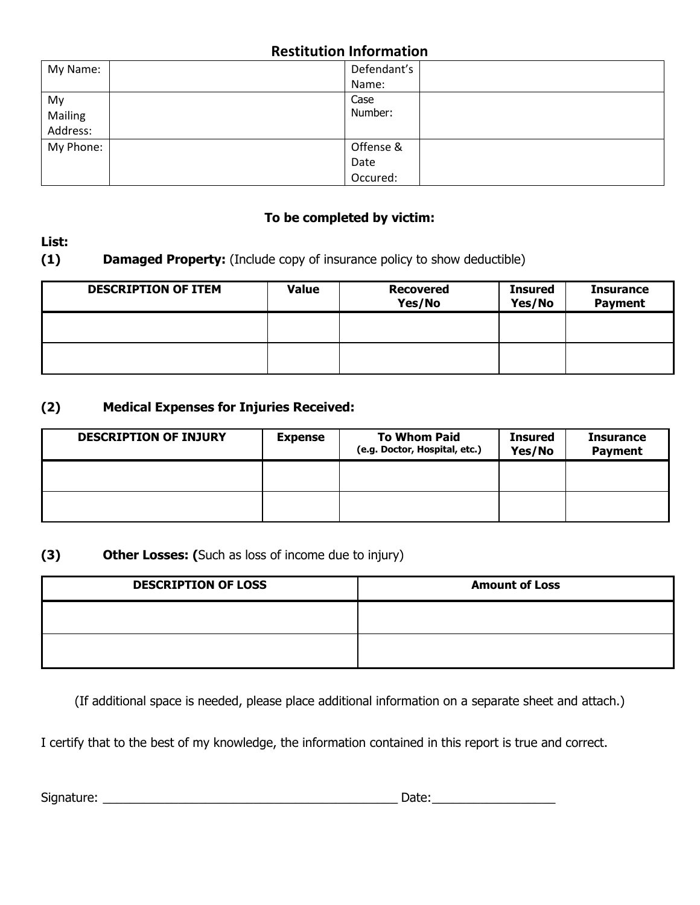## Restitution Information

| My Name: | | Defendant's Name: | |
|---|---|---|---|
| My Mailing Address: | | Case Number: | |
| My Phone: | | Offense & Date Occured: | |

**To be completed by victim:**

**List:**

**(1) Damaged Property:** (Include copy of insurance policy to show deductible)

| DESCRIPTION OF ITEM | Value | Recovered Yes/No | Insured Yes/No | Insurance Payment |
|---|---|---|---|---|
| | | | | |
| | | | | |

**(2) Medical Expenses for Injuries Received:**

| DESCRIPTION OF INJURY | Expense | To Whom Paid (e.g. Doctor, Hospital, etc.) | Insured Yes/No | Insurance Payment |
|---|---|---|---|---|
| | | | | |
| | | | | |

**(3) Other Losses: (**Such as loss of income due to injury)

| DESCRIPTION OF LOSS | Amount of Loss |
|---|---|
| | |
| | |

(If additional space is needed, please place additional information on a separate sheet and attach.)

I certify that to the best of my knowledge, the information contained in this report is true and correct.

Signature: ____________________________________________ Date:__________________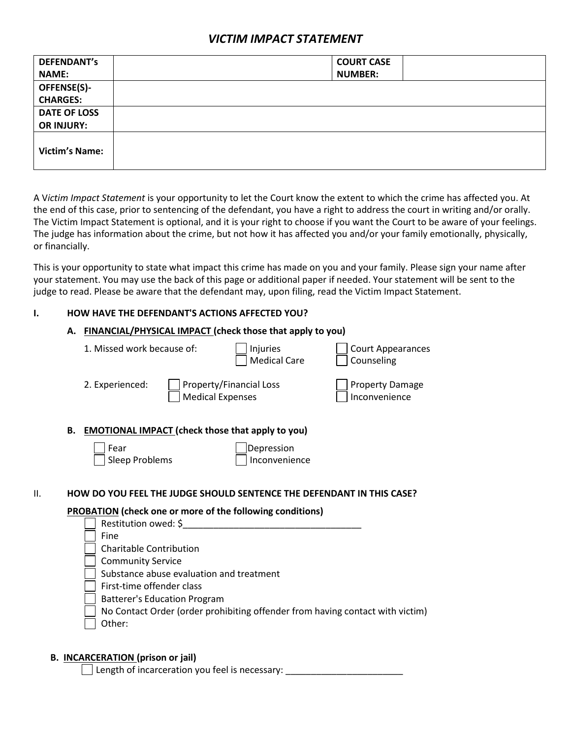# *VICTIM IMPACT STATEMENT*

| **DEFENDANT's NAME:** | | **COURT CASE NUMBER:** | |
|---|---|---|---|
| **OFFENSE(S)-CHARGES:** | | | |
| **DATE OF LOSS OR INJURY:** | | | |
| **Victim's Name:** | | | |

A V*ictim Impact Statement* is your opportunity to let the Court know the extent to which the crime has affected you. At the end of this case, prior to sentencing of the defendant, you have a right to address the court in writing and/or orally. The Victim Impact Statement is optional, and it is your right to choose if you want the Court to be aware of your feelings. The judge has information about the crime, but not how it has affected you and/or your family emotionally, physically, or financially.

This is your opportunity to state what impact this crime has made on you and your family. Please sign your name after your statement. You may use the back of this page or additional paper if needed. Your statement will be sent to the judge to read. Please be aware that the defendant may, upon filing, read the Victim Impact Statement.

## I. HOW HAVE THE DEFENDANT'S ACTIONS AFFECTED YOU?

### A. FINANCIAL/PHYSICAL IMPACT (check those that apply to you)

1. Missed work because of:
   - ☐ Injuries
   - ☐ Medical Care
   - ☐ Court Appearances
   - ☐ Counseling

2. Experienced:
   - ☐ Property/Financial Loss
   - ☐ Medical Expenses
   - ☐ Property Damage
   - ☐ Inconvenience

### B. EMOTIONAL IMPACT (check those that apply to you)

- ☐ Fear
- ☐ Sleep Problems
- ☐ Depression
- ☐ Inconvenience

## II. HOW DO YOU FEEL THE JUDGE SHOULD SENTENCE THE DEFENDANT IN THIS CASE?

**PROBATION (check one or more of the following conditions)**

- ☐ Restitution owed: $___________________________________
- ☐ Fine
- ☐ Charitable Contribution
- ☐ Community Service
- ☐ Substance abuse evaluation and treatment
- ☐ First-time offender class
- ☐ Batterer's Education Program
- ☐ No Contact Order (order prohibiting offender from having contact with victim)
- ☐ Other:

### B. INCARCERATION (prison or jail)

- ☐ Length of incarceration you feel is necessary: _______________________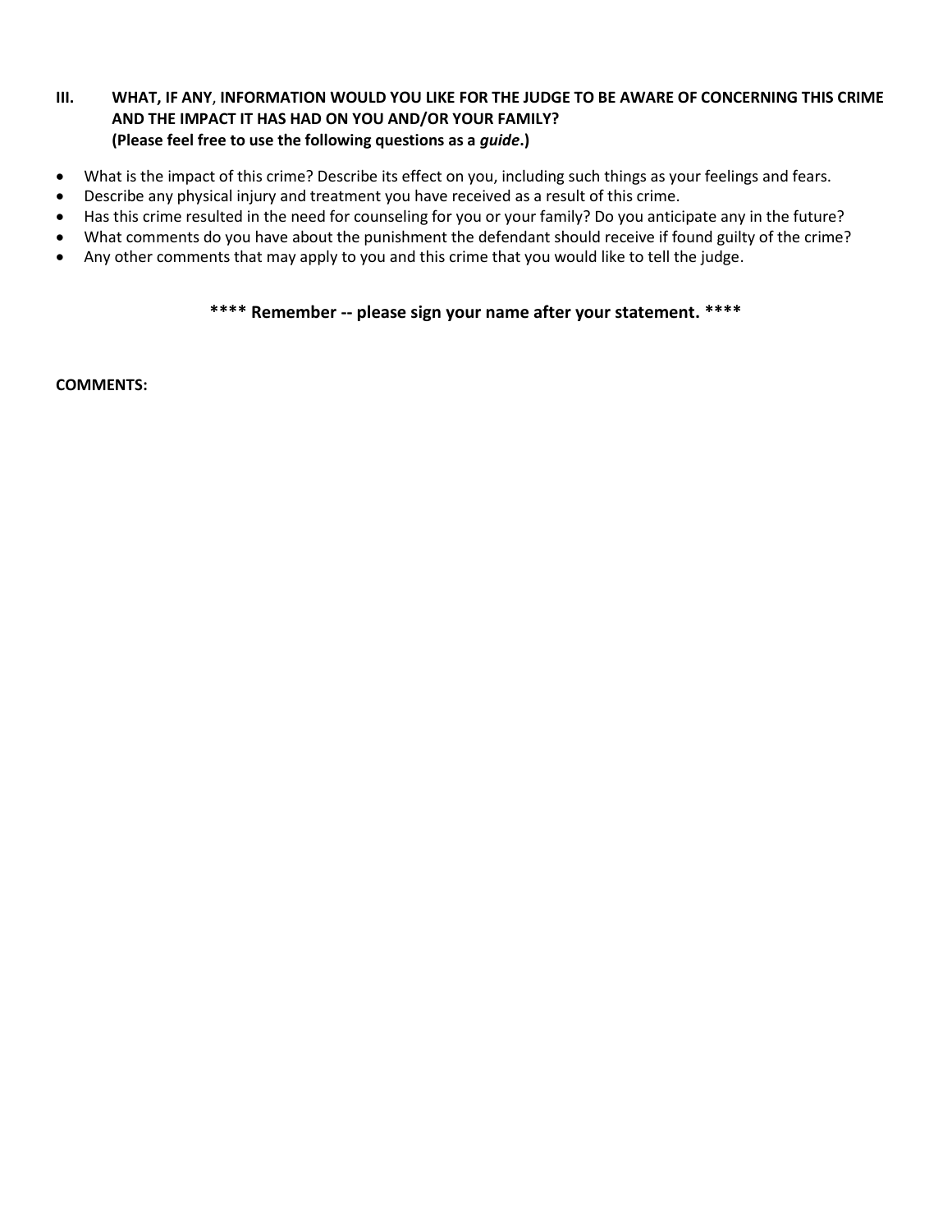## III. WHAT, IF ANY, INFORMATION WOULD YOU LIKE FOR THE JUDGE TO BE AWARE OF CONCERNING THIS CRIME AND THE IMPACT IT HAS HAD ON YOU AND/OR YOUR FAMILY?

**(Please feel free to use the following questions as a *guide*.)**

- What is the impact of this crime? Describe its effect on you, including such things as your feelings and fears.
- Describe any physical injury and treatment you have received as a result of this crime.
- Has this crime resulted in the need for counseling for you or your family? Do you anticipate any in the future?
- What comments do you have about the punishment the defendant should receive if found guilty of the crime?
- Any other comments that may apply to you and this crime that you would like to tell the judge.

**\*\*\*\* Remember -- please sign your name after your statement. \*\*\*\***

**COMMENTS:**